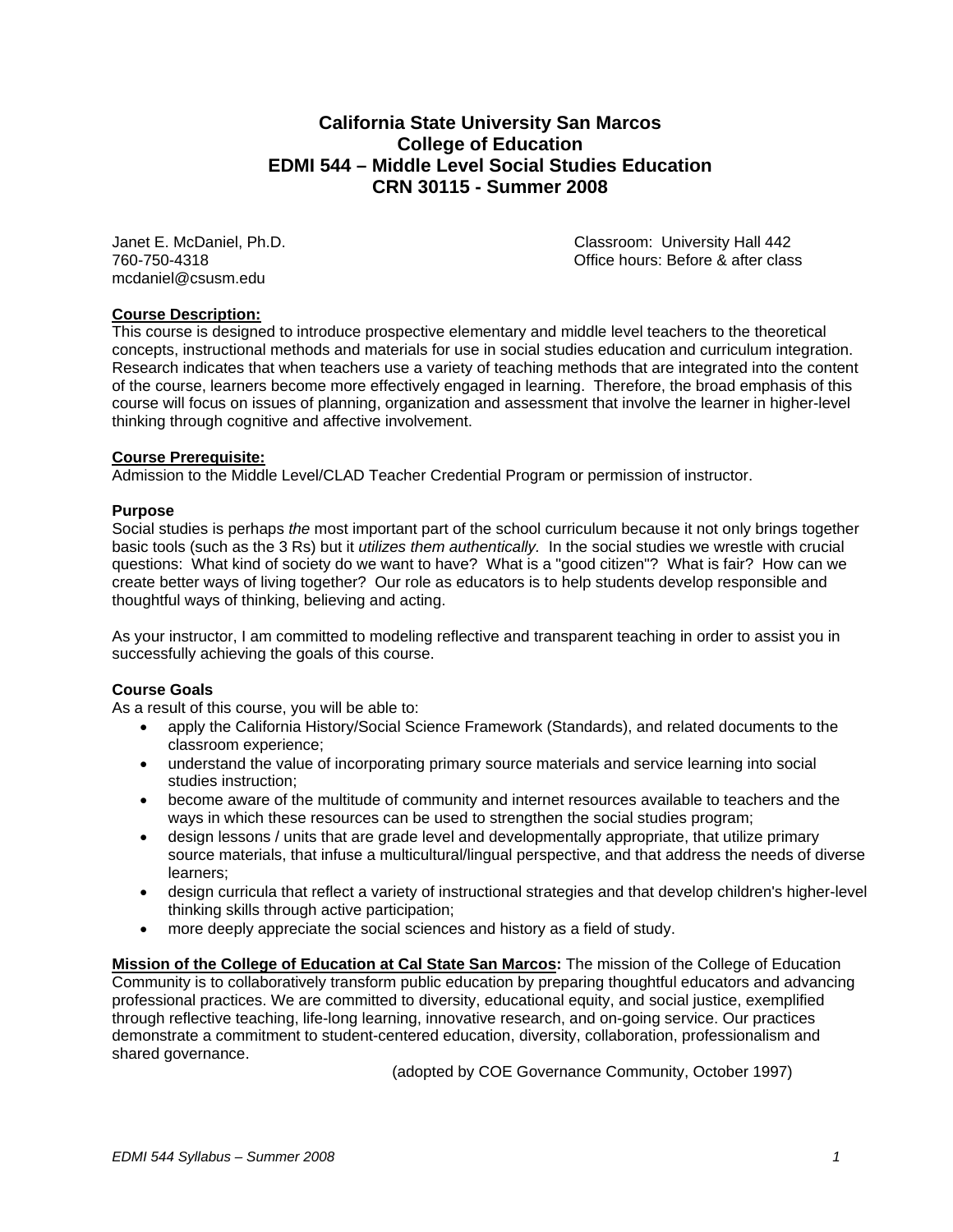# California State University San Marcos
# College of Education
# EDMI 544 – Middle Level Social Studies Education
# CRN 30115 - Summer 2008

Janet E. McDaniel, Ph.D.
760-750-4318
mcdaniel@csusm.edu

Classroom: University Hall 442
Office hours: Before & after class

**Course Description:**

This course is designed to introduce prospective elementary and middle level teachers to the theoretical concepts, instructional methods and materials for use in social studies education and curriculum integration. Research indicates that when teachers use a variety of teaching methods that are integrated into the content of the course, learners become more effectively engaged in learning. Therefore, the broad emphasis of this course will focus on issues of planning, organization and assessment that involve the learner in higher-level thinking through cognitive and affective involvement.

**Course Prerequisite:**

Admission to the Middle Level/CLAD Teacher Credential Program or permission of instructor.

**Purpose**

Social studies is perhaps *the* most important part of the school curriculum because it not only brings together basic tools (such as the 3 Rs) but it *utilizes them authentically.* In the social studies we wrestle with crucial questions: What kind of society do we want to have? What is a "good citizen"? What is fair? How can we create better ways of living together? Our role as educators is to help students develop responsible and thoughtful ways of thinking, believing and acting.

As your instructor, I am committed to modeling reflective and transparent teaching in order to assist you in successfully achieving the goals of this course.

**Course Goals**

As a result of this course, you will be able to:

- apply the California History/Social Science Framework (Standards), and related documents to the classroom experience;
- understand the value of incorporating primary source materials and service learning into social studies instruction;
- become aware of the multitude of community and internet resources available to teachers and the ways in which these resources can be used to strengthen the social studies program;
- design lessons / units that are grade level and developmentally appropriate, that utilize primary source materials, that infuse a multicultural/lingual perspective, and that address the needs of diverse learners;
- design curricula that reflect a variety of instructional strategies and that develop children's higher-level thinking skills through active participation;
- more deeply appreciate the social sciences and history as a field of study.

**Mission of the College of Education at Cal State San Marcos:** The mission of the College of Education Community is to collaboratively transform public education by preparing thoughtful educators and advancing professional practices. We are committed to diversity, educational equity, and social justice, exemplified through reflective teaching, life-long learning, innovative research, and on-going service. Our practices demonstrate a commitment to student-centered education, diversity, collaboration, professionalism and shared governance.

(adopted by COE Governance Community, October 1997)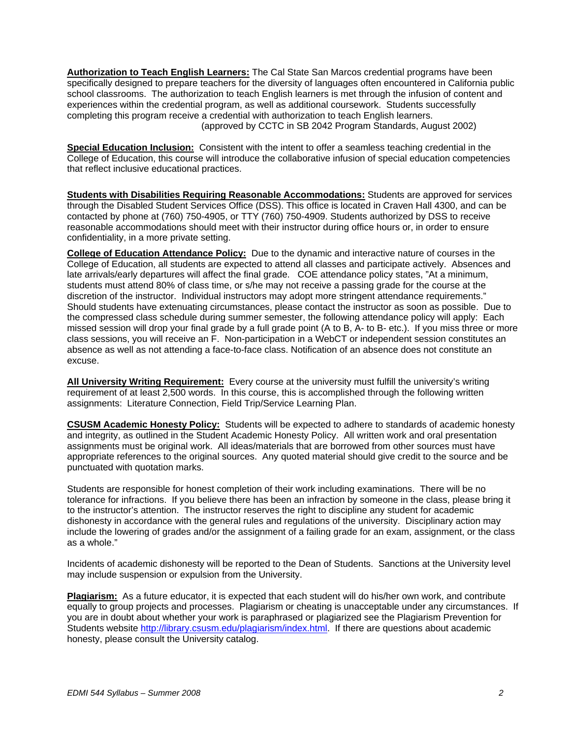**Authorization to Teach English Learners:** The Cal State San Marcos credential programs have been specifically designed to prepare teachers for the diversity of languages often encountered in California public school classrooms. The authorization to teach English learners is met through the infusion of content and experiences within the credential program, as well as additional coursework. Students successfully completing this program receive a credential with authorization to teach English learners.
(approved by CCTC in SB 2042 Program Standards, August 2002)

**Special Education Inclusion:** Consistent with the intent to offer a seamless teaching credential in the College of Education, this course will introduce the collaborative infusion of special education competencies that reflect inclusive educational practices.

**Students with Disabilities Requiring Reasonable Accommodations:** Students are approved for services through the Disabled Student Services Office (DSS). This office is located in Craven Hall 4300, and can be contacted by phone at (760) 750-4905, or TTY (760) 750-4909. Students authorized by DSS to receive reasonable accommodations should meet with their instructor during office hours or, in order to ensure confidentiality, in a more private setting.

**College of Education Attendance Policy:** Due to the dynamic and interactive nature of courses in the College of Education, all students are expected to attend all classes and participate actively. Absences and late arrivals/early departures will affect the final grade. COE attendance policy states, "At a minimum, students must attend 80% of class time, or s/he may not receive a passing grade for the course at the discretion of the instructor. Individual instructors may adopt more stringent attendance requirements." Should students have extenuating circumstances, please contact the instructor as soon as possible. Due to the compressed class schedule during summer semester, the following attendance policy will apply: Each missed session will drop your final grade by a full grade point (A to B, A- to B- etc.). If you miss three or more class sessions, you will receive an F. Non-participation in a WebCT or independent session constitutes an absence as well as not attending a face-to-face class. Notification of an absence does not constitute an excuse.

**All University Writing Requirement:** Every course at the university must fulfill the university's writing requirement of at least 2,500 words. In this course, this is accomplished through the following written assignments: Literature Connection, Field Trip/Service Learning Plan.

**CSUSM Academic Honesty Policy:** Students will be expected to adhere to standards of academic honesty and integrity, as outlined in the Student Academic Honesty Policy. All written work and oral presentation assignments must be original work. All ideas/materials that are borrowed from other sources must have appropriate references to the original sources. Any quoted material should give credit to the source and be punctuated with quotation marks.

Students are responsible for honest completion of their work including examinations. There will be no tolerance for infractions. If you believe there has been an infraction by someone in the class, please bring it to the instructor's attention. The instructor reserves the right to discipline any student for academic dishonesty in accordance with the general rules and regulations of the university. Disciplinary action may include the lowering of grades and/or the assignment of a failing grade for an exam, assignment, or the class as a whole."

Incidents of academic dishonesty will be reported to the Dean of Students. Sanctions at the University level may include suspension or expulsion from the University.

**Plagiarism:** As a future educator, it is expected that each student will do his/her own work, and contribute equally to group projects and processes. Plagiarism or cheating is unacceptable under any circumstances. If you are in doubt about whether your work is paraphrased or plagiarized see the Plagiarism Prevention for Students website http://library.csusm.edu/plagiarism/index.html. If there are questions about academic honesty, please consult the University catalog.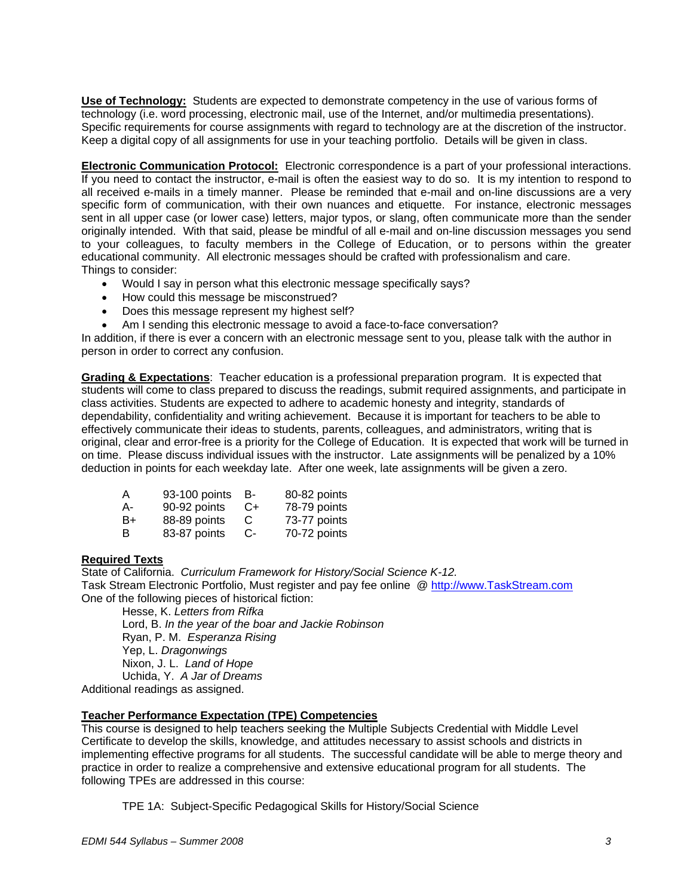**Use of Technology:** Students are expected to demonstrate competency in the use of various forms of technology (i.e. word processing, electronic mail, use of the Internet, and/or multimedia presentations). Specific requirements for course assignments with regard to technology are at the discretion of the instructor. Keep a digital copy of all assignments for use in your teaching portfolio. Details will be given in class.

**Electronic Communication Protocol:** Electronic correspondence is a part of your professional interactions. If you need to contact the instructor, e-mail is often the easiest way to do so. It is my intention to respond to all received e-mails in a timely manner. Please be reminded that e-mail and on-line discussions are a very specific form of communication, with their own nuances and etiquette. For instance, electronic messages sent in all upper case (or lower case) letters, major typos, or slang, often communicate more than the sender originally intended. With that said, please be mindful of all e-mail and on-line discussion messages you send to your colleagues, to faculty members in the College of Education, or to persons within the greater educational community. All electronic messages should be crafted with professionalism and care.
Things to consider:

- Would I say in person what this electronic message specifically says?
- How could this message be misconstrued?
- Does this message represent my highest self?
- Am I sending this electronic message to avoid a face-to-face conversation?

In addition, if there is ever a concern with an electronic message sent to you, please talk with the author in person in order to correct any confusion.

**Grading & Expectations**: Teacher education is a professional preparation program. It is expected that students will come to class prepared to discuss the readings, submit required assignments, and participate in class activities. Students are expected to adhere to academic honesty and integrity, standards of dependability, confidentiality and writing achievement. Because it is important for teachers to be able to effectively communicate their ideas to students, parents, colleagues, and administrators, writing that is original, clear and error-free is a priority for the College of Education. It is expected that work will be turned in on time. Please discuss individual issues with the instructor. Late assignments will be penalized by a 10% deduction in points for each weekday late. After one week, late assignments will be given a zero.

| | | | |
|---|---|---|---|
| A | 93-100 points | B- | 80-82 points |
| A- | 90-92 points | C+ | 78-79 points |
| B+ | 88-89 points | C | 73-77 points |
| B | 83-87 points | C- | 70-72 points |

**Required Texts**

State of California. *Curriculum Framework for History/Social Science K-12.*
Task Stream Electronic Portfolio, Must register and pay fee online @ http://www.TaskStream.com
One of the following pieces of historical fiction:

Hesse, K. *Letters from Rifka*
Lord, B. *In the year of the boar and Jackie Robinson*
Ryan, P. M. *Esperanza Rising*
Yep, L. *Dragonwings*
Nixon, J. L. *Land of Hope*
Uchida, Y. *A Jar of Dreams*

Additional readings as assigned.

**Teacher Performance Expectation (TPE) Competencies**

This course is designed to help teachers seeking the Multiple Subjects Credential with Middle Level Certificate to develop the skills, knowledge, and attitudes necessary to assist schools and districts in implementing effective programs for all students. The successful candidate will be able to merge theory and practice in order to realize a comprehensive and extensive educational program for all students. The following TPEs are addressed in this course:

TPE 1A: Subject-Specific Pedagogical Skills for History/Social Science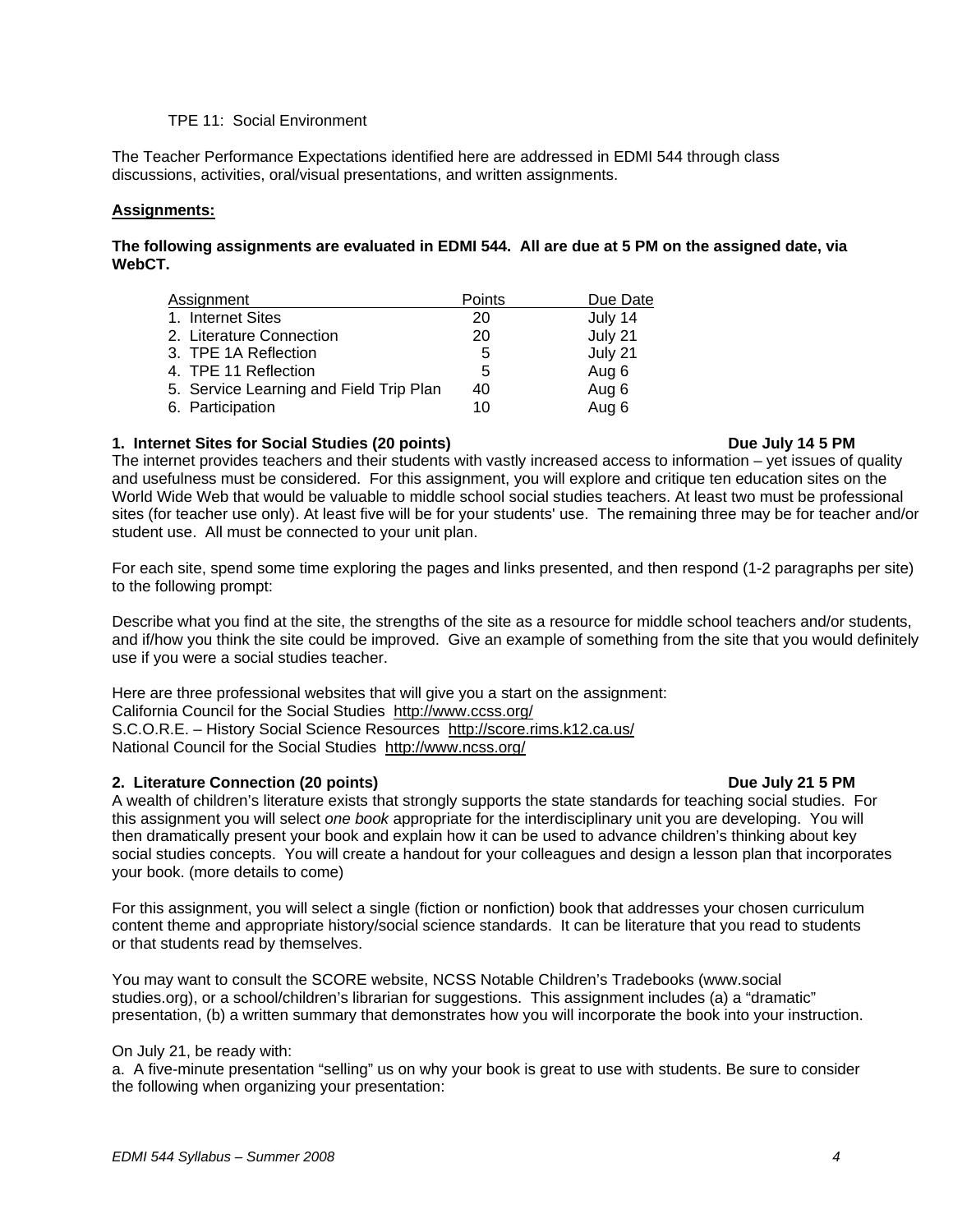TPE 11: Social Environment

The Teacher Performance Expectations identified here are addressed in EDMI 544 through class discussions, activities, oral/visual presentations, and written assignments.

**Assignments:**

**The following assignments are evaluated in EDMI 544. All are due at 5 PM on the assigned date, via WebCT.**

| Assignment | Points | Due Date |
|---|---|---|
| 1. Internet Sites | 20 | July 14 |
| 2. Literature Connection | 20 | July 21 |
| 3. TPE 1A Reflection | 5 | July 21 |
| 4. TPE 11 Reflection | 5 | Aug 6 |
| 5. Service Learning and Field Trip Plan | 40 | Aug 6 |
| 6. Participation | 10 | Aug 6 |

**1. Internet Sites for Social Studies (20 points) Due July 14 5 PM**

The internet provides teachers and their students with vastly increased access to information – yet issues of quality and usefulness must be considered. For this assignment, you will explore and critique ten education sites on the World Wide Web that would be valuable to middle school social studies teachers. At least two must be professional sites (for teacher use only). At least five will be for your students' use. The remaining three may be for teacher and/or student use. All must be connected to your unit plan.

For each site, spend some time exploring the pages and links presented, and then respond (1-2 paragraphs per site) to the following prompt:

Describe what you find at the site, the strengths of the site as a resource for middle school teachers and/or students, and if/how you think the site could be improved. Give an example of something from the site that you would definitely use if you were a social studies teacher.

Here are three professional websites that will give you a start on the assignment:
California Council for the Social Studies http://www.ccss.org/
S.C.O.R.E. – History Social Science Resources http://score.rims.k12.ca.us/
National Council for the Social Studies http://www.ncss.org/

**2. Literature Connection (20 points) Due July 21 5 PM**

A wealth of children's literature exists that strongly supports the state standards for teaching social studies. For this assignment you will select *one book* appropriate for the interdisciplinary unit you are developing. You will then dramatically present your book and explain how it can be used to advance children's thinking about key social studies concepts. You will create a handout for your colleagues and design a lesson plan that incorporates your book. (more details to come)

For this assignment, you will select a single (fiction or nonfiction) book that addresses your chosen curriculum content theme and appropriate history/social science standards. It can be literature that you read to students or that students read by themselves.

You may want to consult the SCORE website, NCSS Notable Children's Tradebooks (www.social studies.org), or a school/children's librarian for suggestions. This assignment includes (a) a "dramatic" presentation, (b) a written summary that demonstrates how you will incorporate the book into your instruction.

On July 21, be ready with:

a. A five-minute presentation "selling" us on why your book is great to use with students. Be sure to consider the following when organizing your presentation: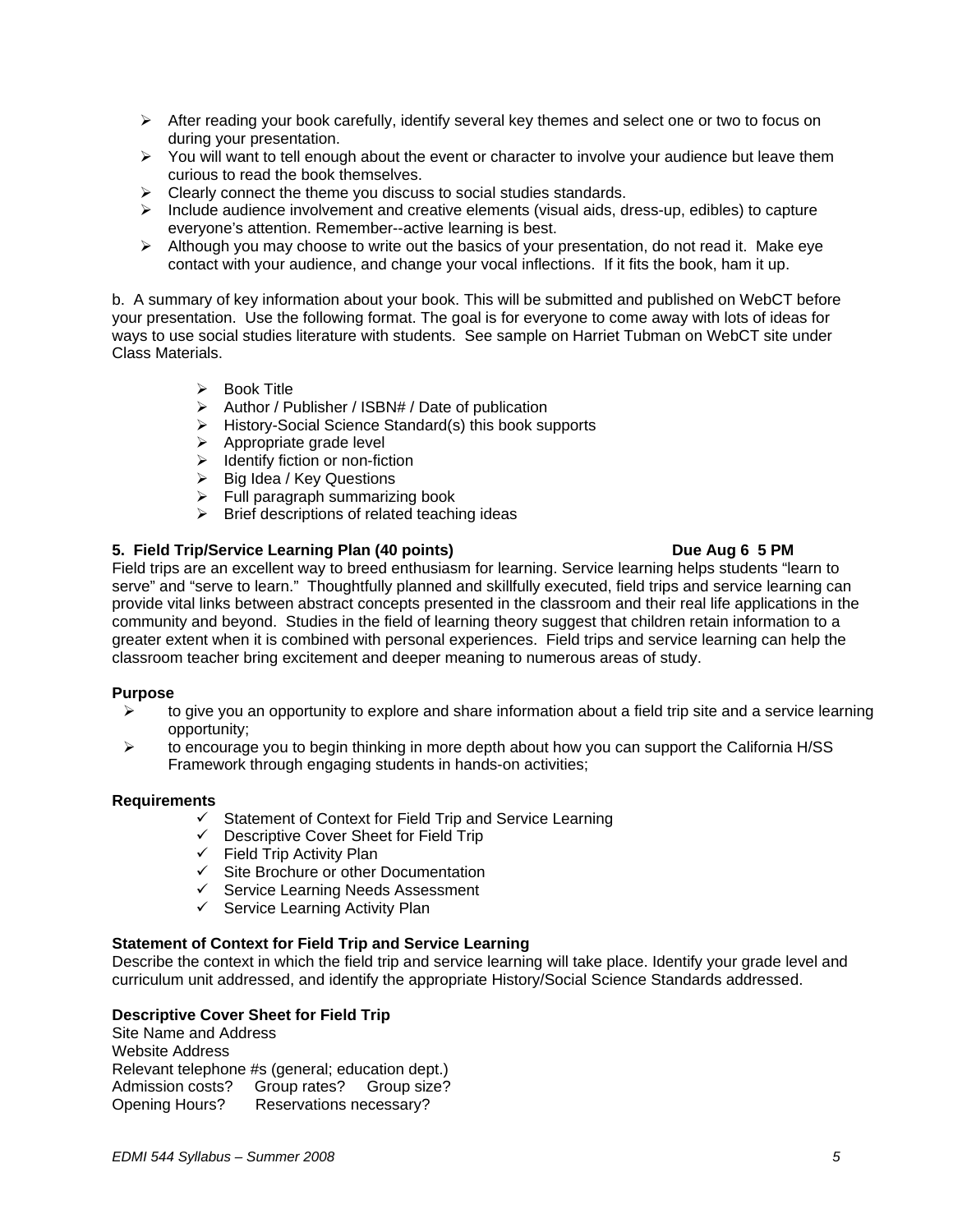- After reading your book carefully, identify several key themes and select one or two to focus on during your presentation.
- You will want to tell enough about the event or character to involve your audience but leave them curious to read the book themselves.
- Clearly connect the theme you discuss to social studies standards.
- Include audience involvement and creative elements (visual aids, dress-up, edibles) to capture everyone's attention. Remember--active learning is best.
- Although you may choose to write out the basics of your presentation, do not read it. Make eye contact with your audience, and change your vocal inflections. If it fits the book, ham it up.

b. A summary of key information about your book. This will be submitted and published on WebCT before your presentation. Use the following format. The goal is for everyone to come away with lots of ideas for ways to use social studies literature with students. See sample on Harriet Tubman on WebCT site under Class Materials.

- Book Title
- Author / Publisher / ISBN# / Date of publication
- History-Social Science Standard(s) this book supports
- Appropriate grade level
- Identify fiction or non-fiction
- Big Idea / Key Questions
- Full paragraph summarizing book
- Brief descriptions of related teaching ideas

**5. Field Trip/Service Learning Plan (40 points)** **Due Aug 6 5 PM**

Field trips are an excellent way to breed enthusiasm for learning. Service learning helps students "learn to serve" and "serve to learn." Thoughtfully planned and skillfully executed, field trips and service learning can provide vital links between abstract concepts presented in the classroom and their real life applications in the community and beyond. Studies in the field of learning theory suggest that children retain information to a greater extent when it is combined with personal experiences. Field trips and service learning can help the classroom teacher bring excitement and deeper meaning to numerous areas of study.

**Purpose**

- to give you an opportunity to explore and share information about a field trip site and a service learning opportunity;
- to encourage you to begin thinking in more depth about how you can support the California H/SS Framework through engaging students in hands-on activities;

**Requirements**

- ✓ Statement of Context for Field Trip and Service Learning
- ✓ Descriptive Cover Sheet for Field Trip
- ✓ Field Trip Activity Plan
- ✓ Site Brochure or other Documentation
- ✓ Service Learning Needs Assessment
- ✓ Service Learning Activity Plan

**Statement of Context for Field Trip and Service Learning**

Describe the context in which the field trip and service learning will take place. Identify your grade level and curriculum unit addressed, and identify the appropriate History/Social Science Standards addressed.

**Descriptive Cover Sheet for Field Trip**

Site Name and Address
Website Address
Relevant telephone #s (general; education dept.)
Admission costs? Group rates? Group size?
Opening Hours? Reservations necessary?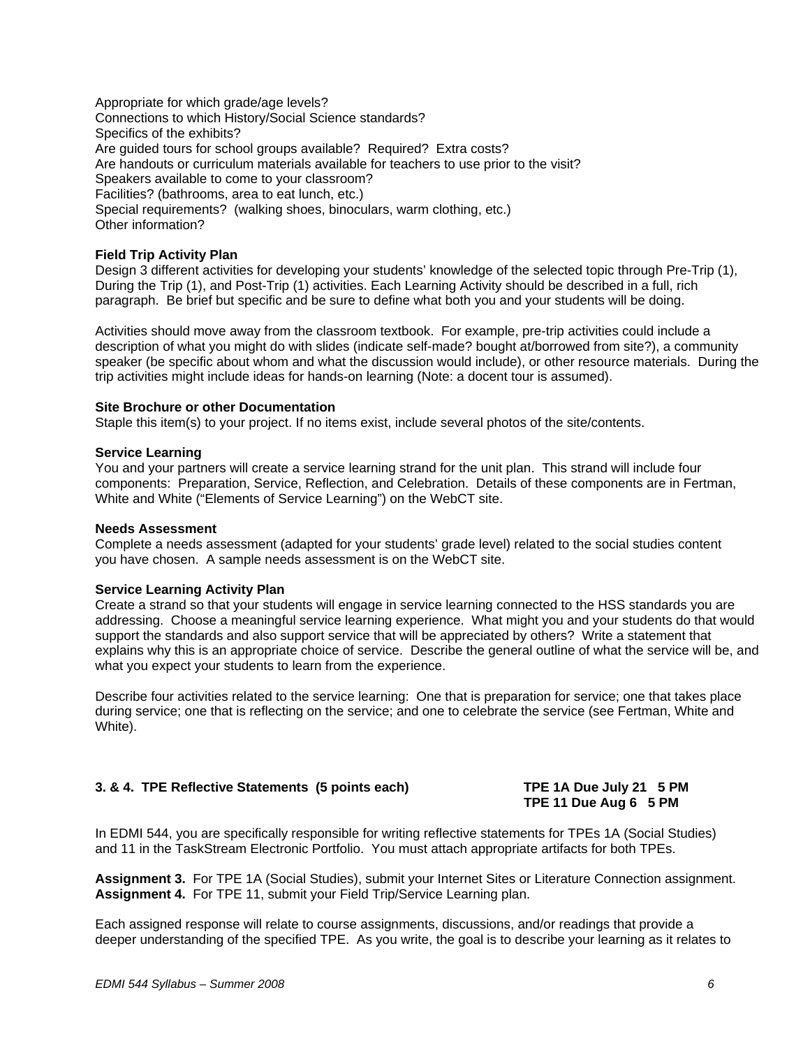Appropriate for which grade/age levels?
Connections to which History/Social Science standards?
Specifics of the exhibits?
Are guided tours for school groups available? Required? Extra costs?
Are handouts or curriculum materials available for teachers to use prior to the visit?
Speakers available to come to your classroom?
Facilities? (bathrooms, area to eat lunch, etc.)
Special requirements? (walking shoes, binoculars, warm clothing, etc.)
Other information?

**Field Trip Activity Plan**
Design 3 different activities for developing your students' knowledge of the selected topic through Pre-Trip (1), During the Trip (1), and Post-Trip (1) activities. Each Learning Activity should be described in a full, rich paragraph. Be brief but specific and be sure to define what both you and your students will be doing.

Activities should move away from the classroom textbook. For example, pre-trip activities could include a description of what you might do with slides (indicate self-made? bought at/borrowed from site?), a community speaker (be specific about whom and what the discussion would include), or other resource materials. During the trip activities might include ideas for hands-on learning (Note: a docent tour is assumed).

**Site Brochure or other Documentation**
Staple this item(s) to your project. If no items exist, include several photos of the site/contents.

**Service Learning**
You and your partners will create a service learning strand for the unit plan. This strand will include four components: Preparation, Service, Reflection, and Celebration. Details of these components are in Fertman, White and White ("Elements of Service Learning") on the WebCT site.

**Needs Assessment**
Complete a needs assessment (adapted for your students' grade level) related to the social studies content you have chosen. A sample needs assessment is on the WebCT site.

**Service Learning Activity Plan**
Create a strand so that your students will engage in service learning connected to the HSS standards you are addressing. Choose a meaningful service learning experience. What might you and your students do that would support the standards and also support service that will be appreciated by others? Write a statement that explains why this is an appropriate choice of service. Describe the general outline of what the service will be, and what you expect your students to learn from the experience.

Describe four activities related to the service learning: One that is preparation for service; one that takes place during service; one that is reflecting on the service; and one to celebrate the service (see Fertman, White and White).

**3. & 4. TPE Reflective Statements (5 points each)** **TPE 1A Due July 21 5 PM**
**TPE 11 Due Aug 6 5 PM**

In EDMI 544, you are specifically responsible for writing reflective statements for TPEs 1A (Social Studies) and 11 in the TaskStream Electronic Portfolio. You must attach appropriate artifacts for both TPEs.

**Assignment 3.** For TPE 1A (Social Studies), submit your Internet Sites or Literature Connection assignment.
**Assignment 4.** For TPE 11, submit your Field Trip/Service Learning plan.

Each assigned response will relate to course assignments, discussions, and/or readings that provide a deeper understanding of the specified TPE. As you write, the goal is to describe your learning as it relates to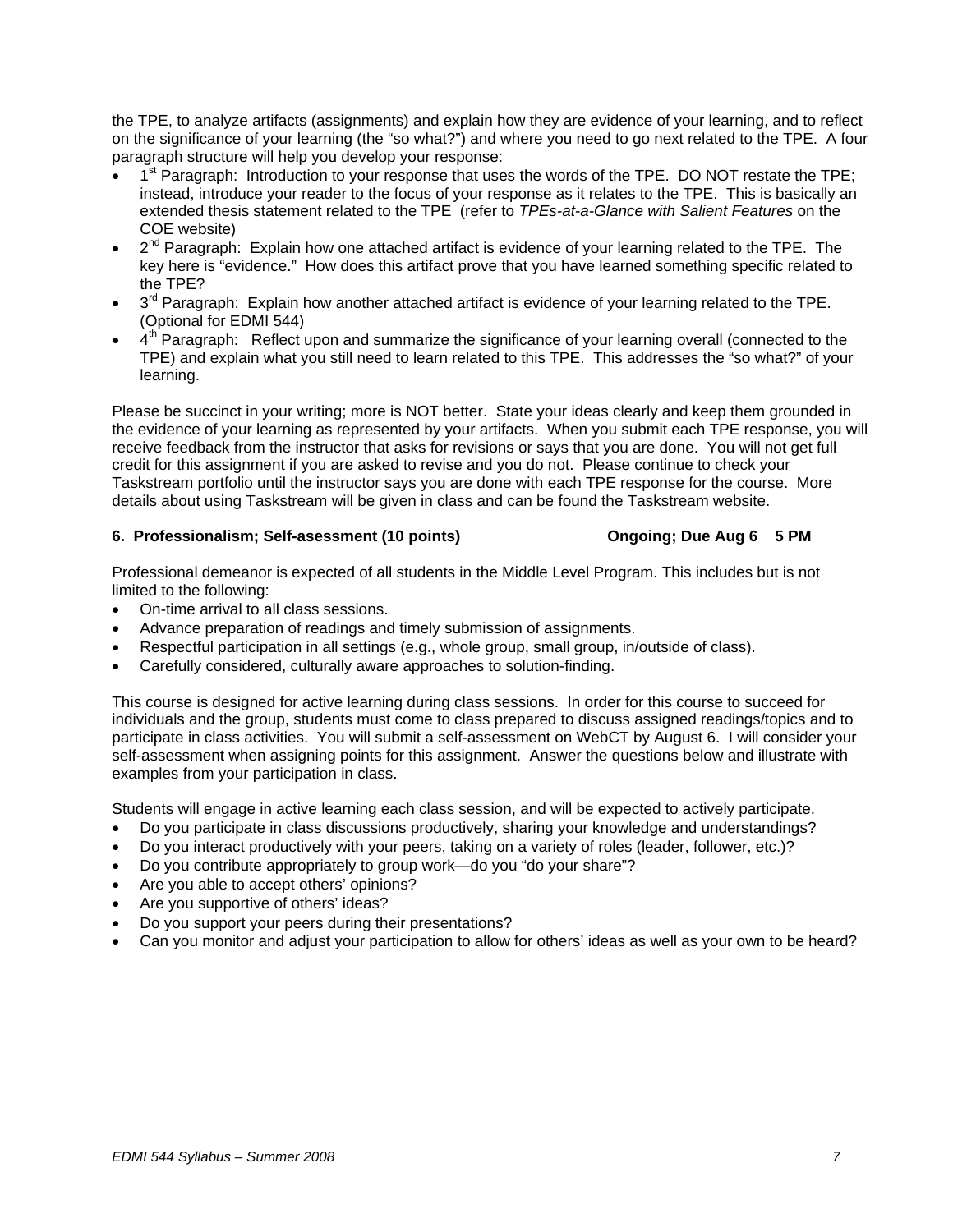the TPE, to analyze artifacts (assignments) and explain how they are evidence of your learning, and to reflect on the significance of your learning (the "so what?") and where you need to go next related to the TPE. A four paragraph structure will help you develop your response:

- 1st Paragraph: Introduction to your response that uses the words of the TPE. DO NOT restate the TPE; instead, introduce your reader to the focus of your response as it relates to the TPE. This is basically an extended thesis statement related to the TPE (refer to *TPEs-at-a-Glance with Salient Features* on the COE website)
- 2nd Paragraph: Explain how one attached artifact is evidence of your learning related to the TPE. The key here is "evidence." How does this artifact prove that you have learned something specific related to the TPE?
- 3rd Paragraph: Explain how another attached artifact is evidence of your learning related to the TPE. (Optional for EDMI 544)
- 4th Paragraph: Reflect upon and summarize the significance of your learning overall (connected to the TPE) and explain what you still need to learn related to this TPE. This addresses the "so what?" of your learning.

Please be succinct in your writing; more is NOT better. State your ideas clearly and keep them grounded in the evidence of your learning as represented by your artifacts. When you submit each TPE response, you will receive feedback from the instructor that asks for revisions or says that you are done. You will not get full credit for this assignment if you are asked to revise and you do not. Please continue to check your Taskstream portfolio until the instructor says you are done with each TPE response for the course. More details about using Taskstream will be given in class and can be found the Taskstream website.

**6. Professionalism; Self-asessment (10 points) Ongoing; Due Aug 6 5 PM**

Professional demeanor is expected of all students in the Middle Level Program. This includes but is not limited to the following:

- On-time arrival to all class sessions.
- Advance preparation of readings and timely submission of assignments.
- Respectful participation in all settings (e.g., whole group, small group, in/outside of class).
- Carefully considered, culturally aware approaches to solution-finding.

This course is designed for active learning during class sessions. In order for this course to succeed for individuals and the group, students must come to class prepared to discuss assigned readings/topics and to participate in class activities. You will submit a self-assessment on WebCT by August 6. I will consider your self-assessment when assigning points for this assignment. Answer the questions below and illustrate with examples from your participation in class.

Students will engage in active learning each class session, and will be expected to actively participate.

- Do you participate in class discussions productively, sharing your knowledge and understandings?
- Do you interact productively with your peers, taking on a variety of roles (leader, follower, etc.)?
- Do you contribute appropriately to group work—do you "do your share"?
- Are you able to accept others' opinions?
- Are you supportive of others' ideas?
- Do you support your peers during their presentations?
- Can you monitor and adjust your participation to allow for others' ideas as well as your own to be heard?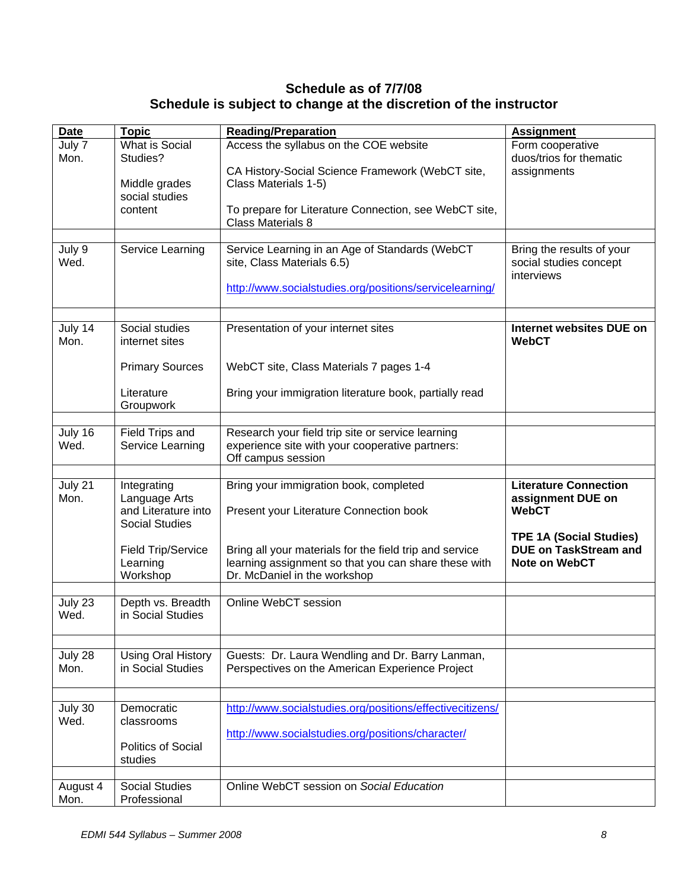**Schedule as of 7/7/08**
**Schedule is subject to change at the discretion of the instructor**

| Date | Topic | Reading/Preparation | Assignment |
|---|---|---|---|
| July 7 Mon. | What is Social Studies?<br><br>Middle grades social studies content | Access the syllabus on the COE website<br><br>CA History-Social Science Framework (WebCT site, Class Materials 1-5)<br><br>To prepare for Literature Connection, see WebCT site, Class Materials 8 | Form cooperative duos/trios for thematic assignments |
| July 9 Wed. | Service Learning | Service Learning in an Age of Standards (WebCT site, Class Materials 6.5)<br><br>http://www.socialstudies.org/positions/servicelearning/ | Bring the results of your social studies concept interviews |
| July 14 Mon. | Social studies internet sites<br><br>Primary Sources<br><br>Literature Groupwork | Presentation of your internet sites<br><br>WebCT site, Class Materials 7 pages 1-4<br><br>Bring your immigration literature book, partially read | **Internet websites DUE on WebCT** |
| July 16 Wed. | Field Trips and Service Learning | Research your field trip site or service learning experience site with your cooperative partners: Off campus session | |
| July 21 Mon. | Integrating Language Arts and Literature into Social Studies<br><br>Field Trip/Service Learning Workshop | Bring your immigration book, completed<br><br>Present your Literature Connection book<br><br>Bring all your materials for the field trip and service learning assignment so that you can share these with Dr. McDaniel in the workshop | **Literature Connection assignment DUE on WebCT**<br><br>**TPE 1A (Social Studies) DUE on TaskStream and Note on WebCT** |
| July 23 Wed. | Depth vs. Breadth in Social Studies | Online WebCT session | |
| July 28 Mon. | Using Oral History in Social Studies | Guests: Dr. Laura Wendling and Dr. Barry Lanman, Perspectives on the American Experience Project | |
| July 30 Wed. | Democratic classrooms<br><br>Politics of Social studies | http://www.socialstudies.org/positions/effectivecitizens/<br><br>http://www.socialstudies.org/positions/character/ | |
| August 4 Mon. | Social Studies Professional | Online WebCT session on *Social Education* | |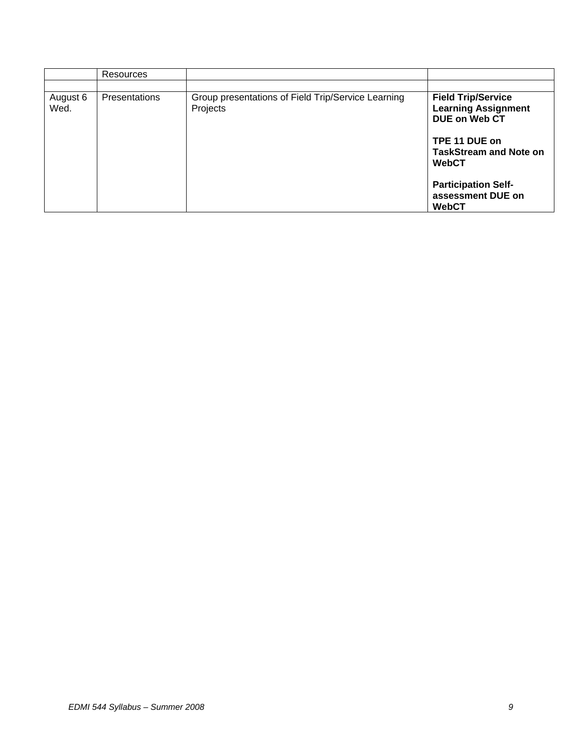| | | | |
|---|---|---|---|
| | Resources | | |
| | | | |
| August 6 Wed. | Presentations | Group presentations of Field Trip/Service Learning Projects | **Field Trip/Service Learning Assignment DUE on Web CT**<br><br>**TPE 11 DUE on TaskStream and Note on WebCT**<br><br>**Participation Self-assessment DUE on WebCT** |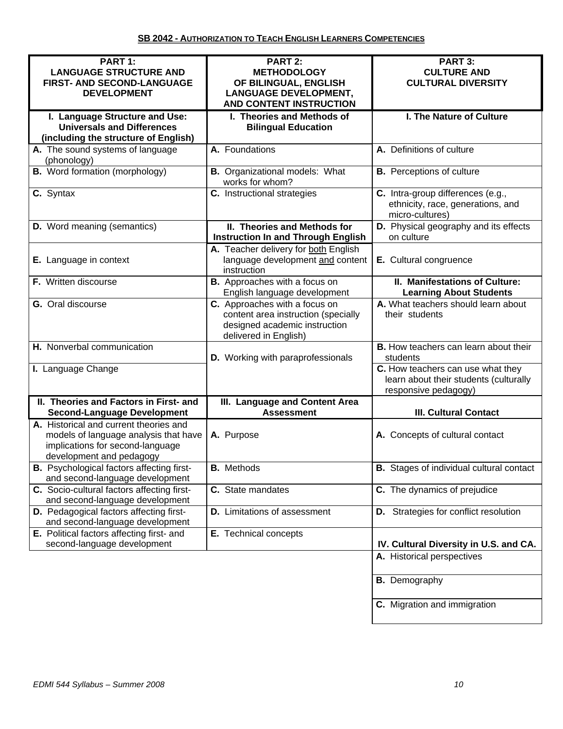## SB 2042 - AUTHORIZATION TO TEACH ENGLISH LEARNERS COMPETENCIES

| PART 1: LANGUAGE STRUCTURE AND FIRST- AND SECOND-LANGUAGE DEVELOPMENT | PART 2: METHODOLOGY OF BILINGUAL, ENGLISH LANGUAGE DEVELOPMENT, AND CONTENT INSTRUCTION | PART 3: CULTURE AND CULTURAL DIVERSITY |
|---|---|---|
| **I. Language Structure and Use: Universals and Differences (including the structure of English)** | **I. Theories and Methods of Bilingual Education** | **I. The Nature of Culture** |
| **A.** The sound systems of language (phonology) | **A.** Foundations | **A.** Definitions of culture |
| **B.** Word formation (morphology) | **B.** Organizational models: What works for whom? | **B.** Perceptions of culture |
| **C.** Syntax | **C.** Instructional strategies | **C.** Intra-group differences (e.g., ethnicity, race, generations, and micro-cultures) |
| **D.** Word meaning (semantics) | **II. Theories and Methods for Instruction In and Through English** | **D.** Physical geography and its effects on culture |
| **E.** Language in context | **A.** Teacher delivery for both English language development and content instruction | **E.** Cultural congruence |
| **F.** Written discourse | **B.** Approaches with a focus on English language development | **II. Manifestations of Culture: Learning About Students** |
| **G.** Oral discourse | **C.** Approaches with a focus on content area instruction (specially designed academic instruction delivered in English) | **A.** What teachers should learn about their students |
| **H.** Nonverbal communication | **D.** Working with paraprofessionals | **B.** How teachers can learn about their students |
| **I.** Language Change | | **C.** How teachers can use what they learn about their students (culturally responsive pedagogy) |
| **II. Theories and Factors in First- and Second-Language Development** | **III. Language and Content Area Assessment** | **III. Cultural Contact** |
| **A.** Historical and current theories and models of language analysis that have implications for second-language development and pedagogy | **A.** Purpose | **A.** Concepts of cultural contact |
| **B.** Psychological factors affecting first- and second-language development | **B.** Methods | **B.** Stages of individual cultural contact |
| **C.** Socio-cultural factors affecting first- and second-language development | **C.** State mandates | **C.** The dynamics of prejudice |
| **D.** Pedagogical factors affecting first- and second-language development | **D.** Limitations of assessment | **D.** Strategies for conflict resolution |
| **E.** Political factors affecting first- and second-language development | **E.** Technical concepts | **IV. Cultural Diversity in U.S. and CA.** |
| | | **A.** Historical perspectives |
| | | **B.** Demography |
| | | **C.** Migration and immigration |